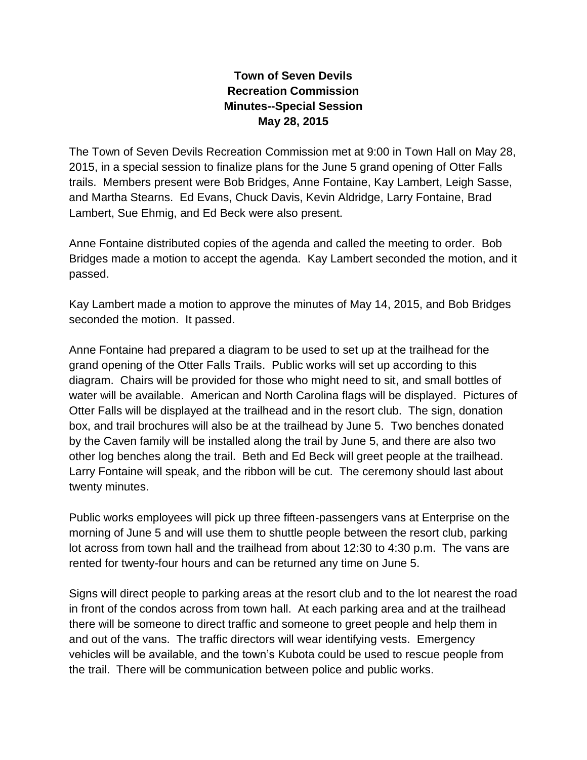# Town of Seven Devils
## Recreation Commission
## Minutes--Special Session
## May 28, 2015

The Town of Seven Devils Recreation Commission met at 9:00 in Town Hall on May 28, 2015, in a special session to finalize plans for the June 5 grand opening of Otter Falls trails. Members present were Bob Bridges, Anne Fontaine, Kay Lambert, Leigh Sasse, and Martha Stearns. Ed Evans, Chuck Davis, Kevin Aldridge, Larry Fontaine, Brad Lambert, Sue Ehmig, and Ed Beck were also present.

Anne Fontaine distributed copies of the agenda and called the meeting to order. Bob Bridges made a motion to accept the agenda. Kay Lambert seconded the motion, and it passed.

Kay Lambert made a motion to approve the minutes of May 14, 2015, and Bob Bridges seconded the motion. It passed.

Anne Fontaine had prepared a diagram to be used to set up at the trailhead for the grand opening of the Otter Falls Trails. Public works will set up according to this diagram. Chairs will be provided for those who might need to sit, and small bottles of water will be available. American and North Carolina flags will be displayed. Pictures of Otter Falls will be displayed at the trailhead and in the resort club. The sign, donation box, and trail brochures will also be at the trailhead by June 5. Two benches donated by the Caven family will be installed along the trail by June 5, and there are also two other log benches along the trail. Beth and Ed Beck will greet people at the trailhead. Larry Fontaine will speak, and the ribbon will be cut. The ceremony should last about twenty minutes.

Public works employees will pick up three fifteen-passengers vans at Enterprise on the morning of June 5 and will use them to shuttle people between the resort club, parking lot across from town hall and the trailhead from about 12:30 to 4:30 p.m. The vans are rented for twenty-four hours and can be returned any time on June 5.

Signs will direct people to parking areas at the resort club and to the lot nearest the road in front of the condos across from town hall. At each parking area and at the trailhead there will be someone to direct traffic and someone to greet people and help them in and out of the vans. The traffic directors will wear identifying vests. Emergency vehicles will be available, and the town's Kubota could be used to rescue people from the trail. There will be communication between police and public works.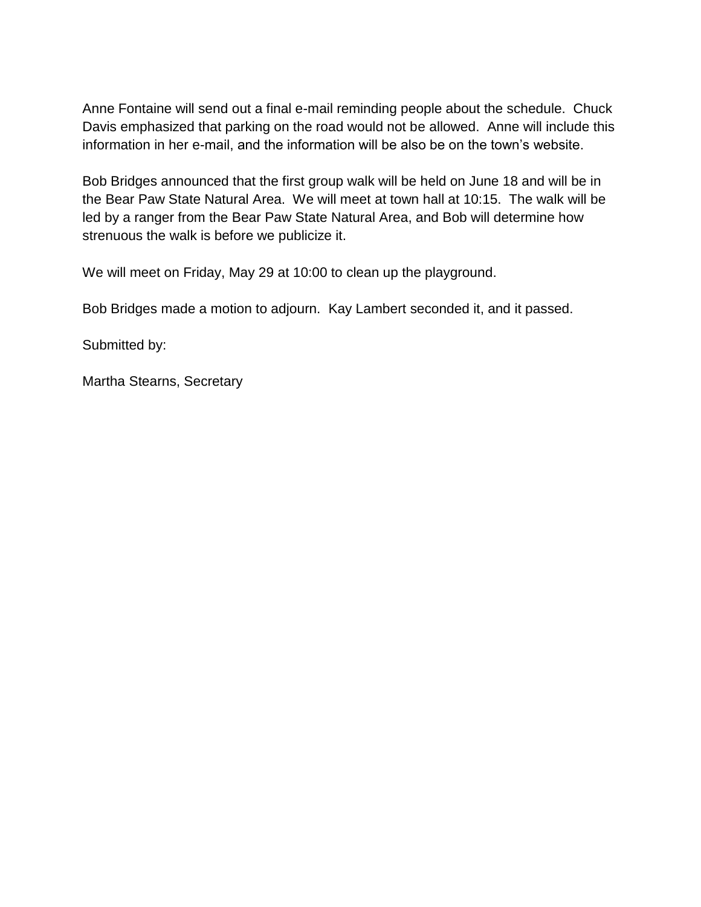Anne Fontaine will send out a final e-mail reminding people about the schedule. Chuck Davis emphasized that parking on the road would not be allowed. Anne will include this information in her e-mail, and the information will be also be on the town's website.

Bob Bridges announced that the first group walk will be held on June 18 and will be in the Bear Paw State Natural Area. We will meet at town hall at 10:15. The walk will be led by a ranger from the Bear Paw State Natural Area, and Bob will determine how strenuous the walk is before we publicize it.

We will meet on Friday, May 29 at 10:00 to clean up the playground.

Bob Bridges made a motion to adjourn. Kay Lambert seconded it, and it passed.

Submitted by:

Martha Stearns, Secretary